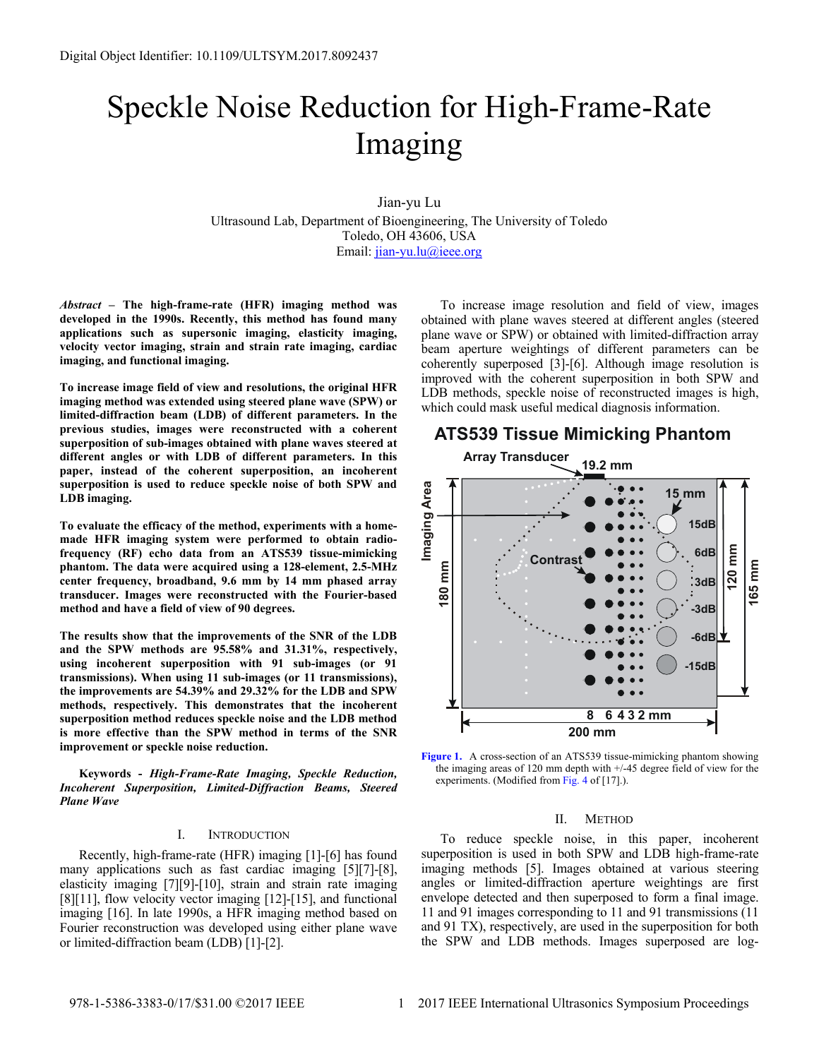Digital Object Identifier: 10.1109/ULTSYM.2017.8092437

# Speckle Noise Reduction for High-Frame-Rate Imaging

Jian-yu Lu
Ultrasound Lab, Department of Bioengineering, The University of Toledo
Toledo, OH 43606, USA
Email: jian-yu.lu@ieee.org

***Abstract*** **– The high-frame-rate (HFR) imaging method was developed in the 1990s. Recently, this method has found many applications such as supersonic imaging, elasticity imaging, velocity vector imaging, strain and strain rate imaging, cardiac imaging, and functional imaging.**

**To increase image field of view and resolutions, the original HFR imaging method was extended using steered plane wave (SPW) or limited-diffraction beam (LDB) of different parameters. In the previous studies, images were reconstructed with a coherent superposition of sub-images obtained with plane waves steered at different angles or with LDB of different parameters. In this paper, instead of the coherent superposition, an incoherent superposition is used to reduce speckle noise of both SPW and LDB imaging.**

**To evaluate the efficacy of the method, experiments with a home-made HFR imaging system were performed to obtain radio-frequency (RF) echo data from an ATS539 tissue-mimicking phantom. The data were acquired using a 128-element, 2.5-MHz center frequency, broadband, 9.6 mm by 14 mm phased array transducer. Images were reconstructed with the Fourier-based method and have a field of view of 90 degrees.**

**The results show that the improvements of the SNR of the LDB and the SPW methods are 95.58% and 31.31%, respectively, using incoherent superposition with 91 sub-images (or 91 transmissions). When using 11 sub-images (or 11 transmissions), the improvements are 54.39% and 29.32% for the LDB and SPW methods, respectively. This demonstrates that the incoherent superposition method reduces speckle noise and the LDB method is more effective than the SPW method in terms of the SNR improvement or speckle noise reduction.**

**Keywords -** ***High-Frame-Rate Imaging, Speckle Reduction, Incoherent Superposition, Limited-Diffraction Beams, Steered Plane Wave***

## I. Introduction

Recently, high-frame-rate (HFR) imaging [1]-[6] has found many applications such as fast cardiac imaging [5][7]-[8], elasticity imaging [7][9]-[10], strain and strain rate imaging [8][11], flow velocity vector imaging [12]-[15], and functional imaging [16]. In late 1990s, a HFR imaging method based on Fourier reconstruction was developed using either plane wave or limited-diffraction beam (LDB) [1]-[2].

To increase image resolution and field of view, images obtained with plane waves steered at different angles (steered plane wave or SPW) or obtained with limited-diffraction array beam aperture weightings of different parameters can be coherently superposed [3]-[6]. Although image resolution is improved with the coherent superposition in both SPW and LDB methods, speckle noise of reconstructed images is high, which could mask useful medical diagnosis information.

**ATS539 Tissue Mimicking Phantom**

Array Transducer, 19.2 mm, Imaging Area, 180 mm, Contrast, 15 mm, 15dB, 6dB, 3dB, -3dB, -6dB, -15dB, 120 mm, 165 mm, 8 6 4 3 2 mm, 200 mm

**Figure 1.** A cross-section of an ATS539 tissue-mimicking phantom showing the imaging areas of 120 mm depth with +/-45 degree field of view for the experiments. (Modified from Fig. 4 of [17].).

## II. Method

To reduce speckle noise, in this paper, incoherent superposition is used in both SPW and LDB high-frame-rate imaging methods [5]. Images obtained at various steering angles or limited-diffraction aperture weightings are first envelope detected and then superposed to form a final image. 11 and 91 images corresponding to 11 and 91 transmissions (11 and 91 TX), respectively, are used in the superposition for both the SPW and LDB methods. Images superposed are log-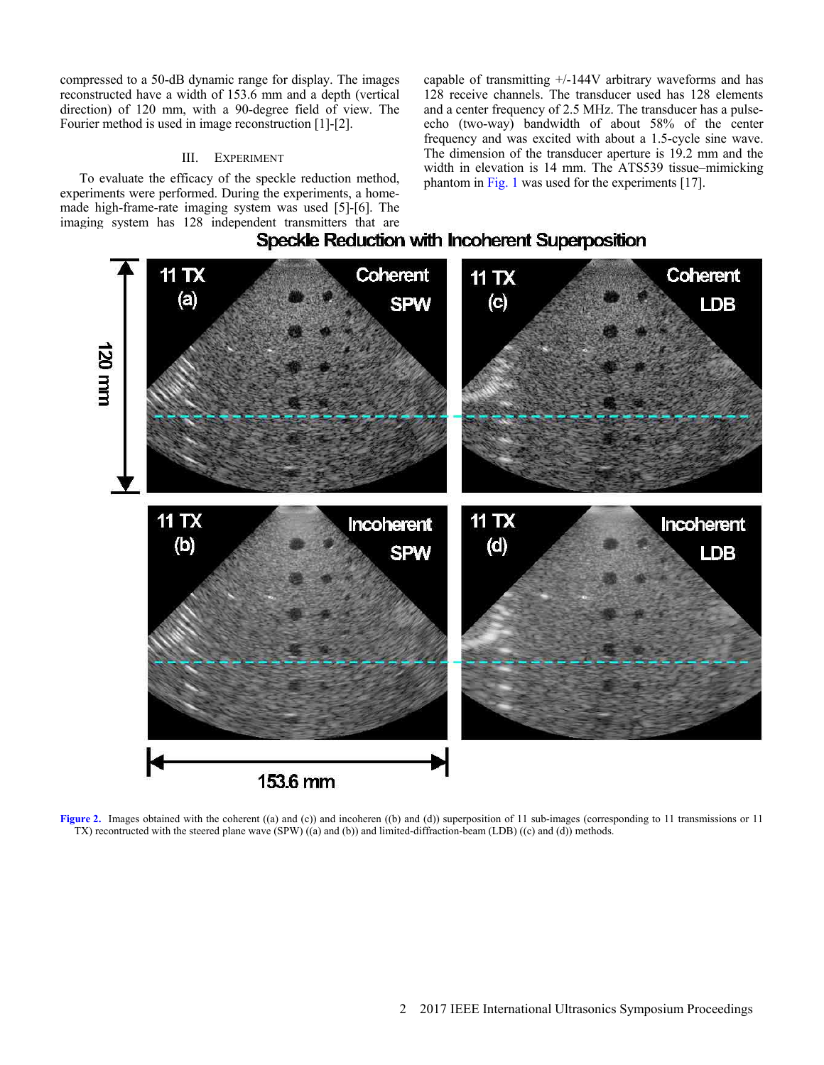compressed to a 50-dB dynamic range for display. The images reconstructed have a width of 153.6 mm and a depth (vertical direction) of 120 mm, with a 90-degree field of view. The Fourier method is used in image reconstruction [1]-[2].

### III. EXPERIMENT

To evaluate the efficacy of the speckle reduction method, experiments were performed. During the experiments, a home-made high-frame-rate imaging system was used [5]-[6]. The imaging system has 128 independent transmitters that are capable of transmitting +/-144V arbitrary waveforms and has 128 receive channels. The transducer used has 128 elements and a center frequency of 2.5 MHz. The transducer has a pulse-echo (two-way) bandwidth of about 58% of the center frequency and was excited with about a 1.5-cycle sine wave. The dimension of the transducer aperture is 19.2 mm and the width in elevation is 14 mm. The ATS539 tissue–mimicking phantom in Fig. 1 was used for the experiments [17].

**Figure 2.** Images obtained with the coherent ((a) and (c)) and incoheren ((b) and (d)) superposition of 11 sub-images (corresponding to 11 transmissions or 11 TX) recontructed with the steered plane wave (SPW) ((a) and (b)) and limited-diffraction-beam (LDB) ((c) and (d)) methods.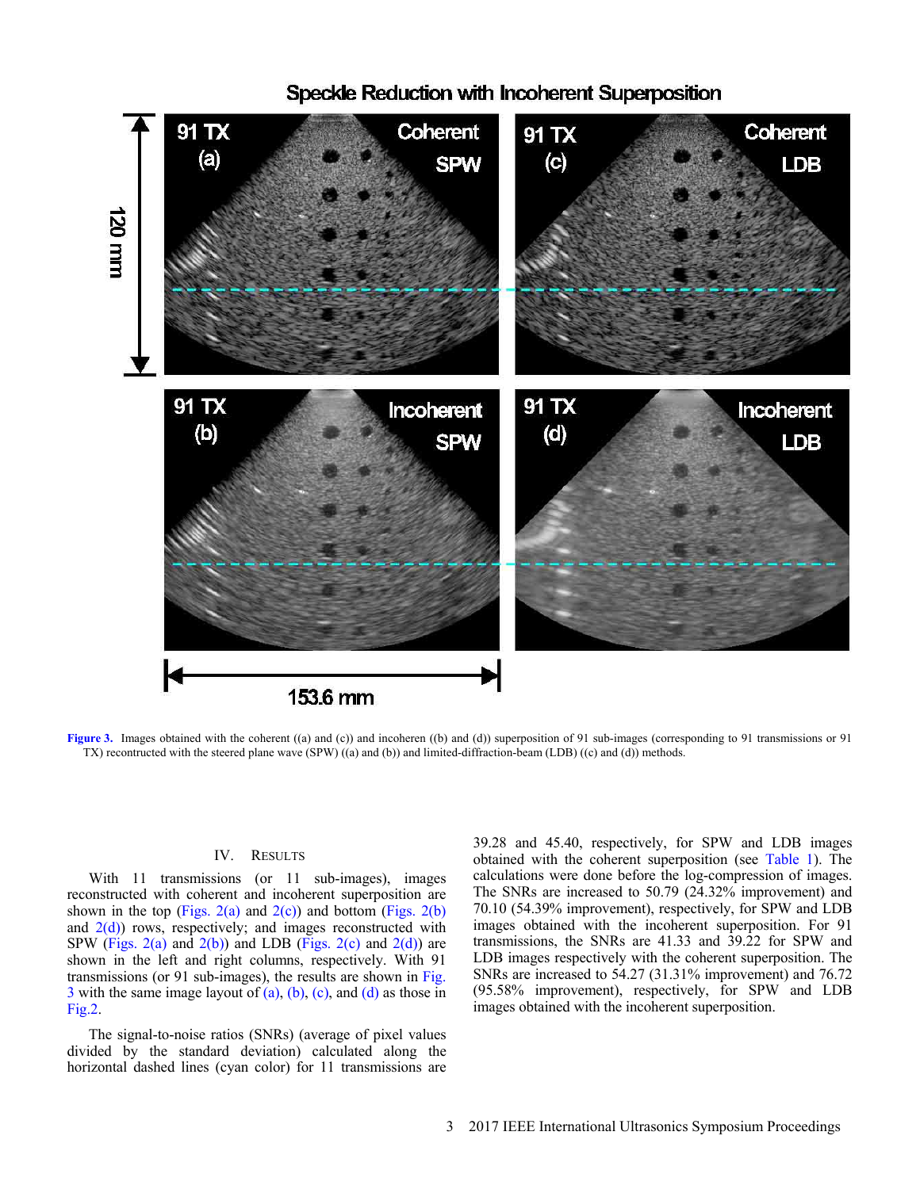Figure 3. Images obtained with the coherent ((a) and (c)) and incoheren ((b) and (d)) superposition of 91 sub-images (corresponding to 91 transmissions or 91 TX) recontructed with the steered plane wave (SPW) ((a) and (b)) and limited-diffraction-beam (LDB) ((c) and (d)) methods.

## IV. Results

With 11 transmissions (or 11 sub-images), images reconstructed with coherent and incoherent superposition are shown in the top (Figs. 2(a) and 2(c)) and bottom (Figs. 2(b) and 2(d)) rows, respectively; and images reconstructed with SPW (Figs. 2(a) and 2(b)) and LDB (Figs. 2(c) and 2(d)) are shown in the left and right columns, respectively. With 91 transmissions (or 91 sub-images), the results are shown in Fig. 3 with the same image layout of (a), (b), (c), and (d) as those in Fig.2.

The signal-to-noise ratios (SNRs) (average of pixel values divided by the standard deviation) calculated along the horizontal dashed lines (cyan color) for 11 transmissions are 39.28 and 45.40, respectively, for SPW and LDB images obtained with the coherent superposition (see Table 1). The calculations were done before the log-compression of images. The SNRs are increased to 50.79 (24.32% improvement) and 70.10 (54.39% improvement), respectively, for SPW and LDB images obtained with the incoherent superposition. For 91 transmissions, the SNRs are 41.33 and 39.22 for SPW and LDB images respectively with the coherent superposition. The SNRs are increased to 54.27 (31.31% improvement) and 76.72 (95.58% improvement), respectively, for SPW and LDB images obtained with the incoherent superposition.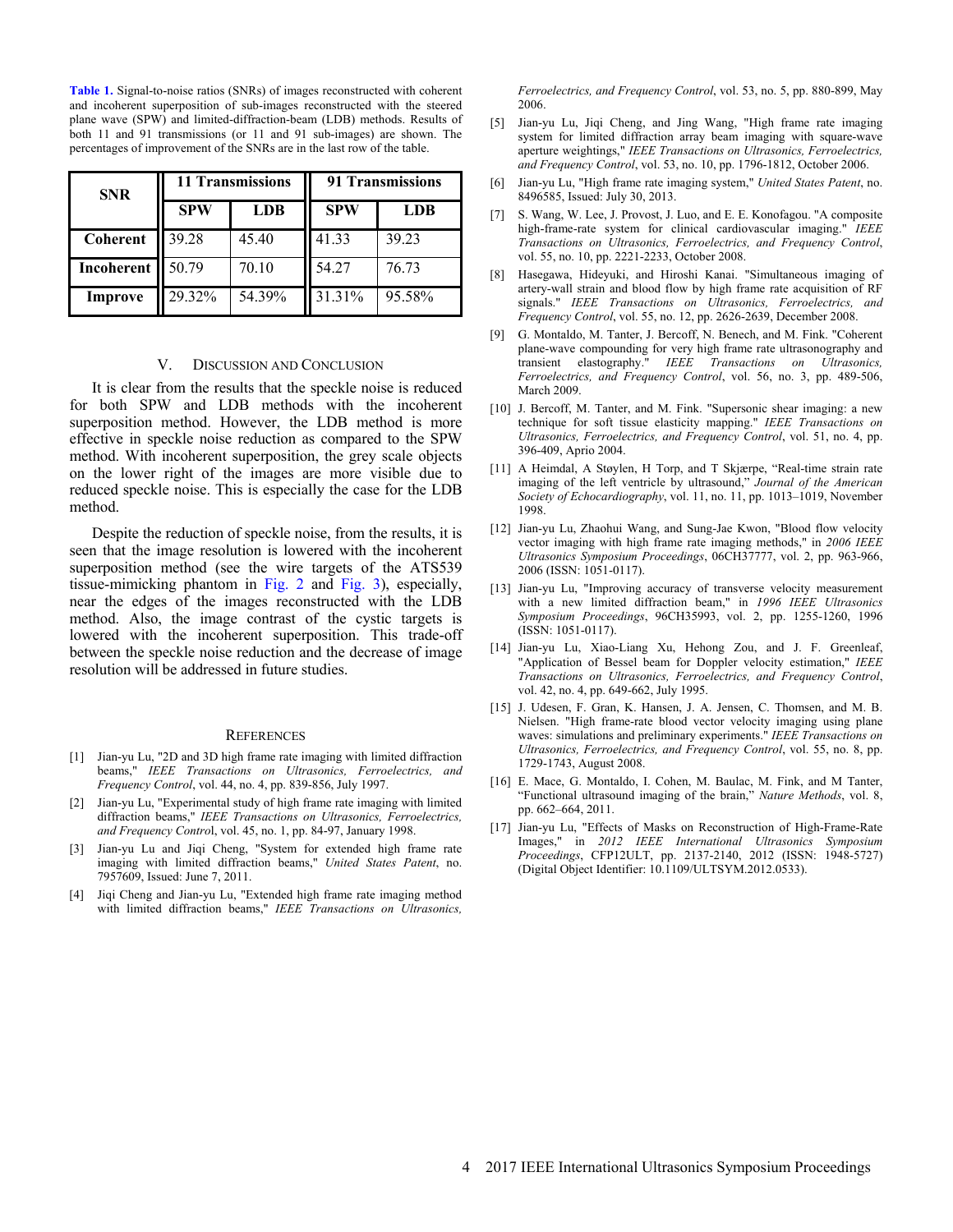**Table 1.** Signal-to-noise ratios (SNRs) of images reconstructed with coherent and incoherent superposition of sub-images reconstructed with the steered plane wave (SPW) and limited-diffraction-beam (LDB) methods. Results of both 11 and 91 transmissions (or 11 and 91 sub-images) are shown. The percentages of improvement of the SNRs are in the last row of the table.

| SNR | 11 Transmissions | | 91 Transmissions | |
|---|---|---|---|---|
| | SPW | LDB | SPW | LDB |
| Coherent | 39.28 | 45.40 | 41.33 | 39.23 |
| Incoherent | 50.79 | 70.10 | 54.27 | 76.73 |
| Improve | 29.32% | 54.39% | 31.31% | 95.58% |

## V. Discussion and Conclusion

It is clear from the results that the speckle noise is reduced for both SPW and LDB methods with the incoherent superposition method. However, the LDB method is more effective in speckle noise reduction as compared to the SPW method. With incoherent superposition, the grey scale objects on the lower right of the images are more visible due to reduced speckle noise. This is especially the case for the LDB method.

Despite the reduction of speckle noise, from the results, it is seen that the image resolution is lowered with the incoherent superposition method (see the wire targets of the ATS539 tissue-mimicking phantom in Fig. 2 and Fig. 3), especially, near the edges of the images reconstructed with the LDB method. Also, the image contrast of the cystic targets is lowered with the incoherent superposition. This trade-off between the speckle noise reduction and the decrease of image resolution will be addressed in future studies.

## References

[1] Jian-yu Lu, "2D and 3D high frame rate imaging with limited diffraction beams," *IEEE Transactions on Ultrasonics, Ferroelectrics, and Frequency Control*, vol. 44, no. 4, pp. 839-856, July 1997.

[2] Jian-yu Lu, "Experimental study of high frame rate imaging with limited diffraction beams," *IEEE Transactions on Ultrasonics, Ferroelectrics, and Frequency Control*, vol. 45, no. 1, pp. 84-97, January 1998.

[3] Jian-yu Lu and Jiqi Cheng, "System for extended high frame rate imaging with limited diffraction beams," *United States Patent*, no. 7957609, Issued: June 7, 2011.

[4] Jiqi Cheng and Jian-yu Lu, "Extended high frame rate imaging method with limited diffraction beams," *IEEE Transactions on Ultrasonics, Ferroelectrics, and Frequency Control*, vol. 53, no. 5, pp. 880-899, May 2006.

[5] Jian-yu Lu, Jiqi Cheng, and Jing Wang, "High frame rate imaging system for limited diffraction array beam imaging with square-wave aperture weightings," *IEEE Transactions on Ultrasonics, Ferroelectrics, and Frequency Control*, vol. 53, no. 10, pp. 1796-1812, October 2006.

[6] Jian-yu Lu, "High frame rate imaging system," *United States Patent*, no. 8496585, Issued: July 30, 2013.

[7] S. Wang, W. Lee, J. Provost, J. Luo, and E. E. Konofagou. "A composite high-frame-rate system for clinical cardiovascular imaging." *IEEE Transactions on Ultrasonics, Ferroelectrics, and Frequency Control*, vol. 55, no. 10, pp. 2221-2233, October 2008.

[8] Hasegawa, Hideyuki, and Hiroshi Kanai. "Simultaneous imaging of artery-wall strain and blood flow by high frame rate acquisition of RF signals." *IEEE Transactions on Ultrasonics, Ferroelectrics, and Frequency Control*, vol. 55, no. 12, pp. 2626-2639, December 2008.

[9] G. Montaldo, M. Tanter, J. Bercoff, N. Benech, and M. Fink. "Coherent plane-wave compounding for very high frame rate ultrasonography and transient elastography." *IEEE Transactions on Ultrasonics, Ferroelectrics, and Frequency Control*, vol. 56, no. 3, pp. 489-506, March 2009.

[10] J. Bercoff, M. Tanter, and M. Fink. "Supersonic shear imaging: a new technique for soft tissue elasticity mapping." *IEEE Transactions on Ultrasonics, Ferroelectrics, and Frequency Control*, vol. 51, no. 4, pp. 396-409, Aprio 2004.

[11] A Heimdal, A Støylen, H Torp, and T Skjærpe, "Real-time strain rate imaging of the left ventricle by ultrasound," *Journal of the American Society of Echocardiography*, vol. 11, no. 11, pp. 1013–1019, November 1998.

[12] Jian-yu Lu, Zhaohui Wang, and Sung-Jae Kwon, "Blood flow velocity vector imaging with high frame rate imaging methods," in *2006 IEEE Ultrasonics Symposium Proceedings*, 06CH37777, vol. 2, pp. 963-966, 2006 (ISSN: 1051-0117).

[13] Jian-yu Lu, "Improving accuracy of transverse velocity measurement with a new limited diffraction beam," in *1996 IEEE Ultrasonics Symposium Proceedings*, 96CH35993, vol. 2, pp. 1255-1260, 1996 (ISSN: 1051-0117).

[14] Jian-yu Lu, Xiao-Liang Xu, Hehong Zou, and J. F. Greenleaf, "Application of Bessel beam for Doppler velocity estimation," *IEEE Transactions on Ultrasonics, Ferroelectrics, and Frequency Control*, vol. 42, no. 4, pp. 649-662, July 1995.

[15] J. Udesen, F. Gran, K. Hansen, J. A. Jensen, C. Thomsen, and M. B. Nielsen. "High frame-rate blood vector velocity imaging using plane waves: simulations and preliminary experiments." *IEEE Transactions on Ultrasonics, Ferroelectrics, and Frequency Control*, vol. 55, no. 8, pp. 1729-1743, August 2008.

[16] E. Mace, G. Montaldo, I. Cohen, M. Baulac, M. Fink, and M Tanter, "Functional ultrasound imaging of the brain," *Nature Methods*, vol. 8, pp. 662–664, 2011.

[17] Jian-yu Lu, "Effects of Masks on Reconstruction of High-Frame-Rate Images," in *2012 IEEE International Ultrasonics Symposium Proceedings*, CFP12ULT, pp. 2137-2140, 2012 (ISSN: 1948-5727) (Digital Object Identifier: 10.1109/ULTSYM.2012.0533).